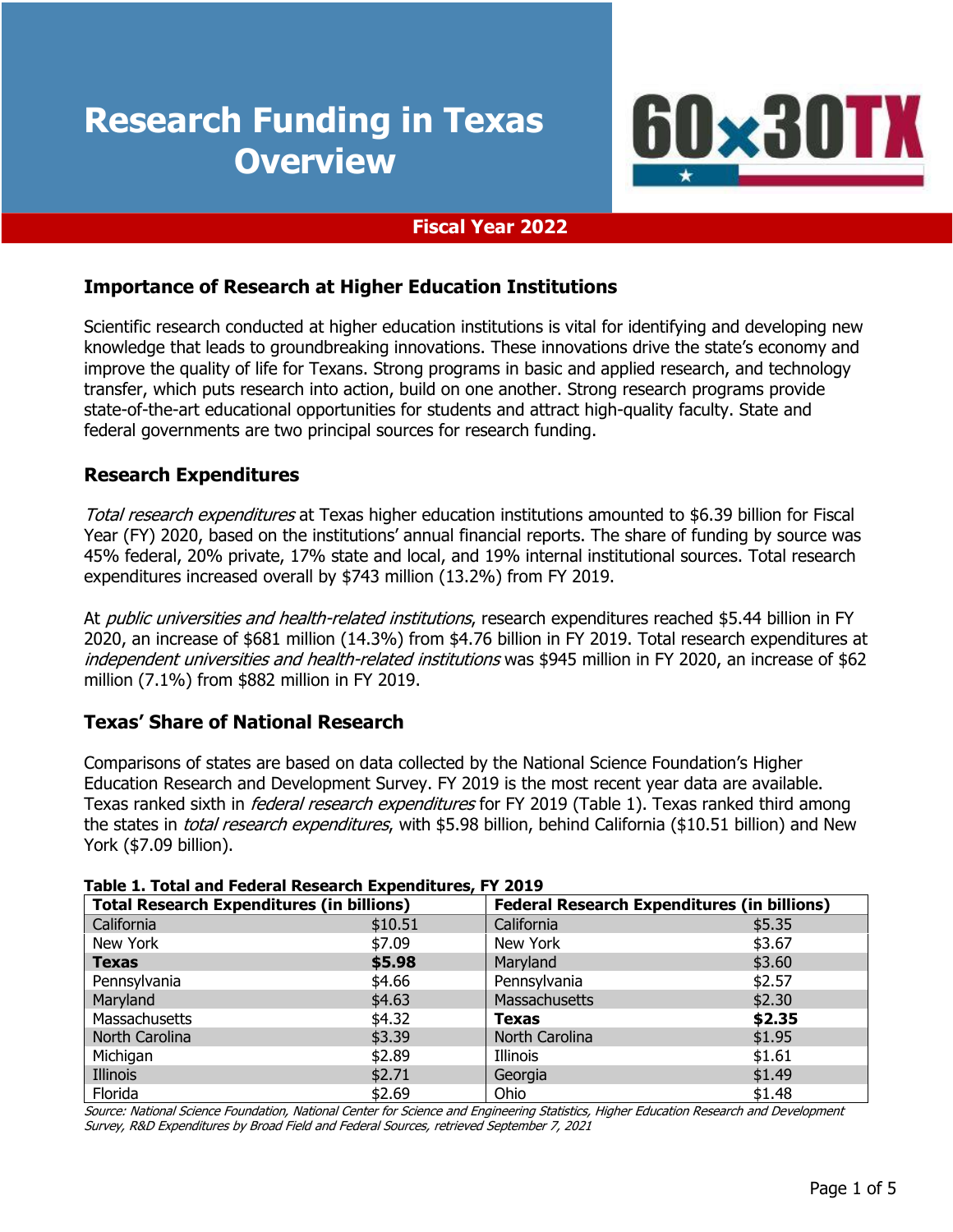# Research Funding in Texas Overview

60x30TX

**Fiscal Year 2022**

## Importance of Research at Higher Education Institutions

Scientific research conducted at higher education institutions is vital for identifying and developing new knowledge that leads to groundbreaking innovations. These innovations drive the state's economy and improve the quality of life for Texans. Strong programs in basic and applied research, and technology transfer, which puts research into action, build on one another. Strong research programs provide state-of-the-art educational opportunities for students and attract high-quality faculty. State and federal governments are two principal sources for research funding.

## Research Expenditures

*Total research expenditures* at Texas higher education institutions amounted to $6.39 billion for Fiscal Year (FY) 2020, based on the institutions' annual financial reports. The share of funding by source was 45% federal, 20% private, 17% state and local, and 19% internal institutional sources. Total research expenditures increased overall by $743 million (13.2%) from FY 2019.

At *public universities and health-related institutions*, research expenditures reached $5.44 billion in FY 2020, an increase of $681 million (14.3%) from $4.76 billion in FY 2019. Total research expenditures at *independent universities and health-related institutions* was $945 million in FY 2020, an increase of $62 million (7.1%) from $882 million in FY 2019.

## Texas' Share of National Research

Comparisons of states are based on data collected by the National Science Foundation's Higher Education Research and Development Survey. FY 2019 is the most recent year data are available. Texas ranked sixth in *federal research expenditures* for FY 2019 (Table 1). Texas ranked third among the states in *total research expenditures*, with $5.98 billion, behind California ($10.51 billion) and New York ($7.09 billion).

**Table 1. Total and Federal Research Expenditures, FY 2019**

| Total Research Expenditures (in billions) | | Federal Research Expenditures (in billions) | |
|---|---|---|---|
| California | $10.51 | California | $5.35 |
| New York | $7.09 | New York | $3.67 |
| **Texas** | **$5.98** | Maryland | $3.60 |
| Pennsylvania | $4.66 | Pennsylvania | $2.57 |
| Maryland | $4.63 | Massachusetts | $2.30 |
| Massachusetts | $4.32 | **Texas** | **$2.35** |
| North Carolina | $3.39 | North Carolina | $1.95 |
| Michigan | $2.89 | Illinois | $1.61 |
| Illinois | $2.71 | Georgia | $1.49 |
| Florida | $2.69 | Ohio | $1.48 |

*Source: National Science Foundation, National Center for Science and Engineering Statistics, Higher Education Research and Development Survey, R&D Expenditures by Broad Field and Federal Sources, retrieved September 7, 2021*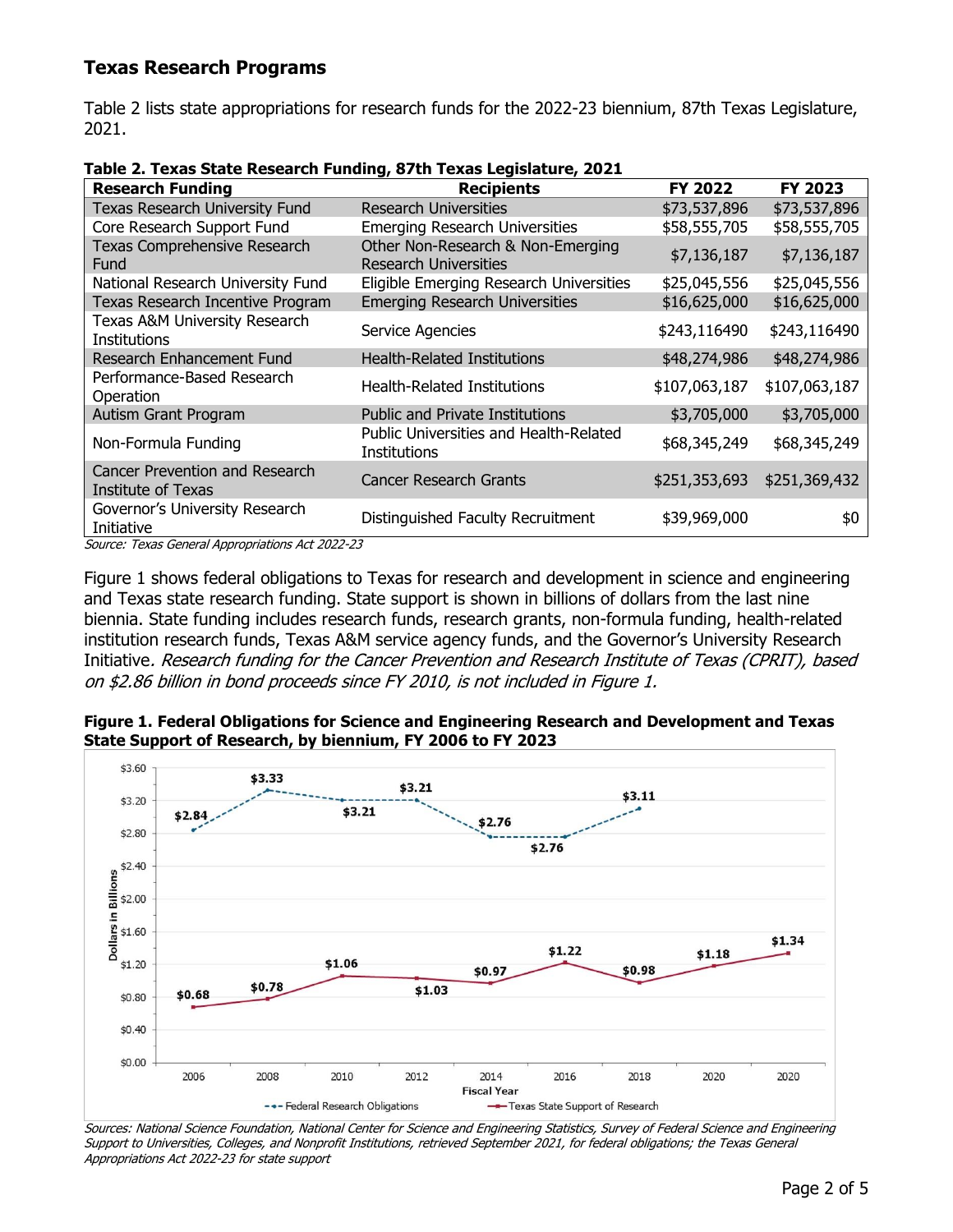## Texas Research Programs

Table 2 lists state appropriations for research funds for the 2022-23 biennium, 87th Texas Legislature, 2021.

**Table 2. Texas State Research Funding, 87th Texas Legislature, 2021**

| Research Funding | Recipients | FY 2022 | FY 2023 |
|---|---|---|---|
| Texas Research University Fund | Research Universities | $73,537,896 | $73,537,896 |
| Core Research Support Fund | Emerging Research Universities | $58,555,705 | $58,555,705 |
| Texas Comprehensive Research Fund | Other Non-Research & Non-Emerging Research Universities | $7,136,187 | $7,136,187 |
| National Research University Fund | Eligible Emerging Research Universities | $25,045,556 | $25,045,556 |
| Texas Research Incentive Program | Emerging Research Universities | $16,625,000 | $16,625,000 |
| Texas A&M University Research Institutions | Service Agencies | $243,116490 | $243,116490 |
| Research Enhancement Fund | Health-Related Institutions | $48,274,986 | $48,274,986 |
| Performance-Based Research Operation | Health-Related Institutions | $107,063,187 | $107,063,187 |
| Autism Grant Program | Public and Private Institutions | $3,705,000 | $3,705,000 |
| Non-Formula Funding | Public Universities and Health-Related Institutions | $68,345,249 | $68,345,249 |
| Cancer Prevention and Research Institute of Texas | Cancer Research Grants | $251,353,693 | $251,369,432 |
| Governor's University Research Initiative | Distinguished Faculty Recruitment | $39,969,000 | $0 |

*Source: Texas General Appropriations Act 2022-23*

Figure 1 shows federal obligations to Texas for research and development in science and engineering and Texas state research funding. State support is shown in billions of dollars from the last nine biennia. State funding includes research funds, research grants, non-formula funding, health-related institution research funds, Texas A&M service agency funds, and the Governor's University Research Initiative. *Research funding for the Cancer Prevention and Research Institute of Texas (CPRIT), based on $2.86 billion in bond proceeds since FY 2010, is not included in Figure 1.*

**Figure 1. Federal Obligations for Science and Engineering Research and Development and Texas State Support of Research, by biennium, FY 2006 to FY 2023**

| Fiscal Year | 2006 | 2008 | 2010 | 2012 | 2014 | 2016 | 2018 | 2020 | 2020 |
|---|---|---|---|---|---|---|---|---|---|
| Federal Research Obligations (Dollars in Billions) | $2.84 | $3.33 | $3.21 | $3.21 | $2.76 | $2.76 | $3.11 | | |
| Texas State Support of Research (Dollars in Billions) | $0.68 | $0.78 | $1.06 | $1.03 | $0.97 | $1.22 | $0.98 | $1.18 | $1.34 |

*Sources: National Science Foundation, National Center for Science and Engineering Statistics, Survey of Federal Science and Engineering Support to Universities, Colleges, and Nonprofit Institutions, retrieved September 2021, for federal obligations; the Texas General Appropriations Act 2022-23 for state support*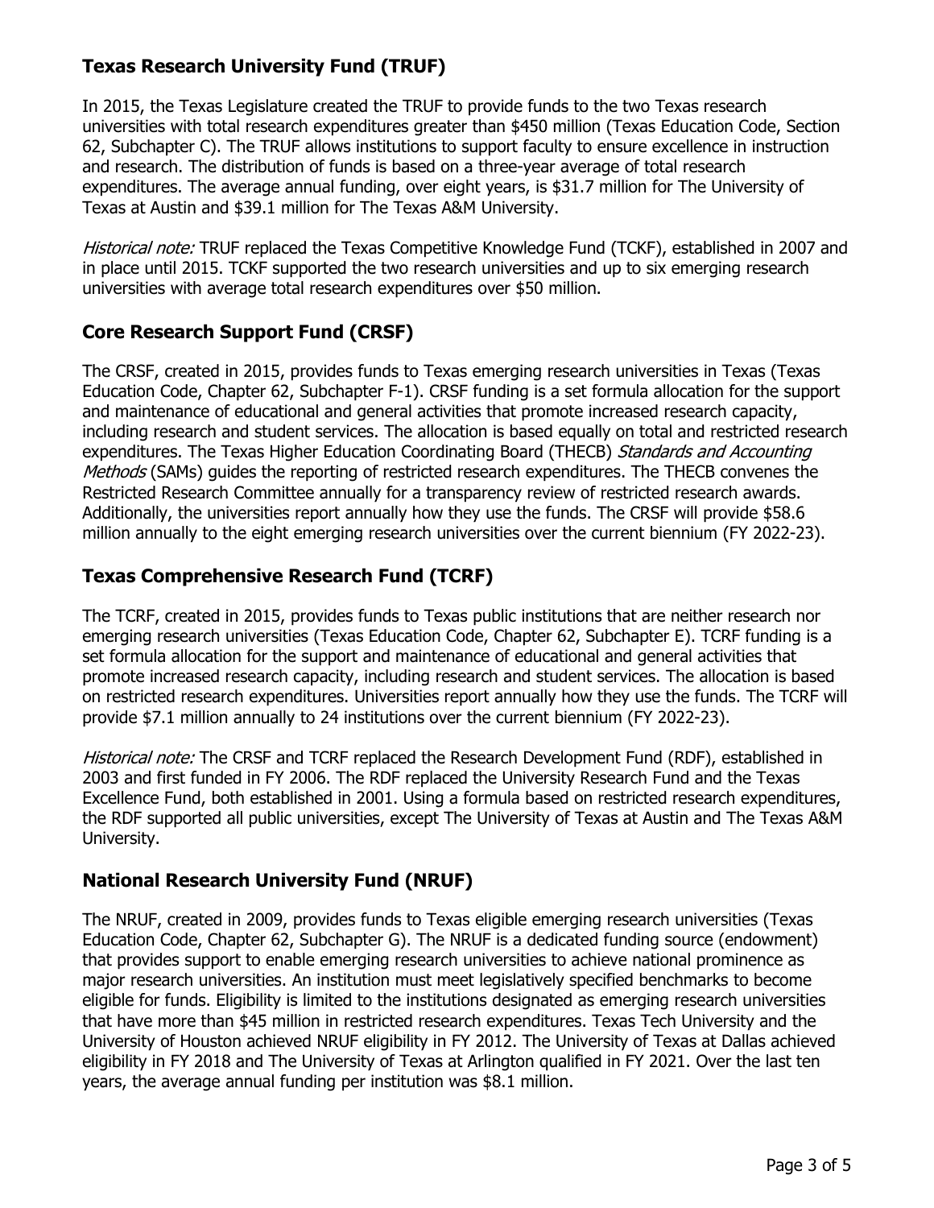## Texas Research University Fund (TRUF)

In 2015, the Texas Legislature created the TRUF to provide funds to the two Texas research universities with total research expenditures greater than $450 million (Texas Education Code, Section 62, Subchapter C). The TRUF allows institutions to support faculty to ensure excellence in instruction and research. The distribution of funds is based on a three-year average of total research expenditures. The average annual funding, over eight years, is $31.7 million for The University of Texas at Austin and $39.1 million for The Texas A&M University.

*Historical note:* TRUF replaced the Texas Competitive Knowledge Fund (TCKF), established in 2007 and in place until 2015. TCKF supported the two research universities and up to six emerging research universities with average total research expenditures over $50 million.

## Core Research Support Fund (CRSF)

The CRSF, created in 2015, provides funds to Texas emerging research universities in Texas (Texas Education Code, Chapter 62, Subchapter F-1). CRSF funding is a set formula allocation for the support and maintenance of educational and general activities that promote increased research capacity, including research and student services. The allocation is based equally on total and restricted research expenditures. The Texas Higher Education Coordinating Board (THECB) *Standards and Accounting Methods* (SAMs) guides the reporting of restricted research expenditures. The THECB convenes the Restricted Research Committee annually for a transparency review of restricted research awards. Additionally, the universities report annually how they use the funds. The CRSF will provide $58.6 million annually to the eight emerging research universities over the current biennium (FY 2022-23).

## Texas Comprehensive Research Fund (TCRF)

The TCRF, created in 2015, provides funds to Texas public institutions that are neither research nor emerging research universities (Texas Education Code, Chapter 62, Subchapter E). TCRF funding is a set formula allocation for the support and maintenance of educational and general activities that promote increased research capacity, including research and student services. The allocation is based on restricted research expenditures. Universities report annually how they use the funds. The TCRF will provide $7.1 million annually to 24 institutions over the current biennium (FY 2022-23).

*Historical note:* The CRSF and TCRF replaced the Research Development Fund (RDF), established in 2003 and first funded in FY 2006. The RDF replaced the University Research Fund and the Texas Excellence Fund, both established in 2001. Using a formula based on restricted research expenditures, the RDF supported all public universities, except The University of Texas at Austin and The Texas A&M University.

## National Research University Fund (NRUF)

The NRUF, created in 2009, provides funds to Texas eligible emerging research universities (Texas Education Code, Chapter 62, Subchapter G). The NRUF is a dedicated funding source (endowment) that provides support to enable emerging research universities to achieve national prominence as major research universities. An institution must meet legislatively specified benchmarks to become eligible for funds. Eligibility is limited to the institutions designated as emerging research universities that have more than $45 million in restricted research expenditures. Texas Tech University and the University of Houston achieved NRUF eligibility in FY 2012. The University of Texas at Dallas achieved eligibility in FY 2018 and The University of Texas at Arlington qualified in FY 2021. Over the last ten years, the average annual funding per institution was $8.1 million.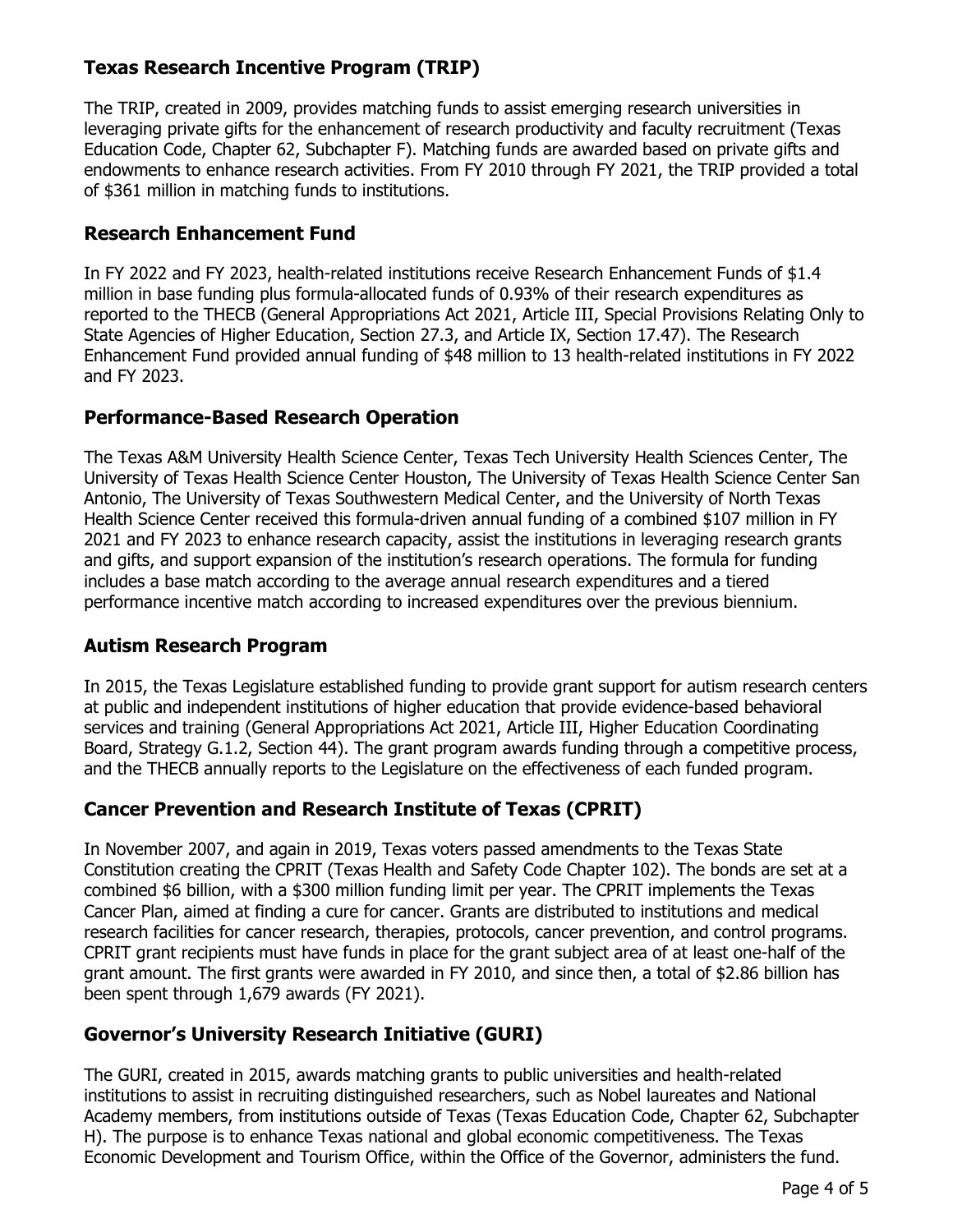## Texas Research Incentive Program (TRIP)

The TRIP, created in 2009, provides matching funds to assist emerging research universities in leveraging private gifts for the enhancement of research productivity and faculty recruitment (Texas Education Code, Chapter 62, Subchapter F). Matching funds are awarded based on private gifts and endowments to enhance research activities. From FY 2010 through FY 2021, the TRIP provided a total of $361 million in matching funds to institutions.

## Research Enhancement Fund

In FY 2022 and FY 2023, health-related institutions receive Research Enhancement Funds of $1.4 million in base funding plus formula-allocated funds of 0.93% of their research expenditures as reported to the THECB (General Appropriations Act 2021, Article III, Special Provisions Relating Only to State Agencies of Higher Education, Section 27.3, and Article IX, Section 17.47). The Research Enhancement Fund provided annual funding of $48 million to 13 health-related institutions in FY 2022 and FY 2023.

## Performance-Based Research Operation

The Texas A&M University Health Science Center, Texas Tech University Health Sciences Center, The University of Texas Health Science Center Houston, The University of Texas Health Science Center San Antonio, The University of Texas Southwestern Medical Center, and the University of North Texas Health Science Center received this formula-driven annual funding of a combined $107 million in FY 2021 and FY 2023 to enhance research capacity, assist the institutions in leveraging research grants and gifts, and support expansion of the institution's research operations. The formula for funding includes a base match according to the average annual research expenditures and a tiered performance incentive match according to increased expenditures over the previous biennium.

## Autism Research Program

In 2015, the Texas Legislature established funding to provide grant support for autism research centers at public and independent institutions of higher education that provide evidence-based behavioral services and training (General Appropriations Act 2021, Article III, Higher Education Coordinating Board, Strategy G.1.2, Section 44). The grant program awards funding through a competitive process, and the THECB annually reports to the Legislature on the effectiveness of each funded program.

## Cancer Prevention and Research Institute of Texas (CPRIT)

In November 2007, and again in 2019, Texas voters passed amendments to the Texas State Constitution creating the CPRIT (Texas Health and Safety Code Chapter 102). The bonds are set at a combined $6 billion, with a $300 million funding limit per year. The CPRIT implements the Texas Cancer Plan, aimed at finding a cure for cancer. Grants are distributed to institutions and medical research facilities for cancer research, therapies, protocols, cancer prevention, and control programs. CPRIT grant recipients must have funds in place for the grant subject area of at least one-half of the grant amount. The first grants were awarded in FY 2010, and since then, a total of $2.86 billion has been spent through 1,679 awards (FY 2021).

## Governor's University Research Initiative (GURI)

The GURI, created in 2015, awards matching grants to public universities and health-related institutions to assist in recruiting distinguished researchers, such as Nobel laureates and National Academy members, from institutions outside of Texas (Texas Education Code, Chapter 62, Subchapter H). The purpose is to enhance Texas national and global economic competitiveness. The Texas Economic Development and Tourism Office, within the Office of the Governor, administers the fund.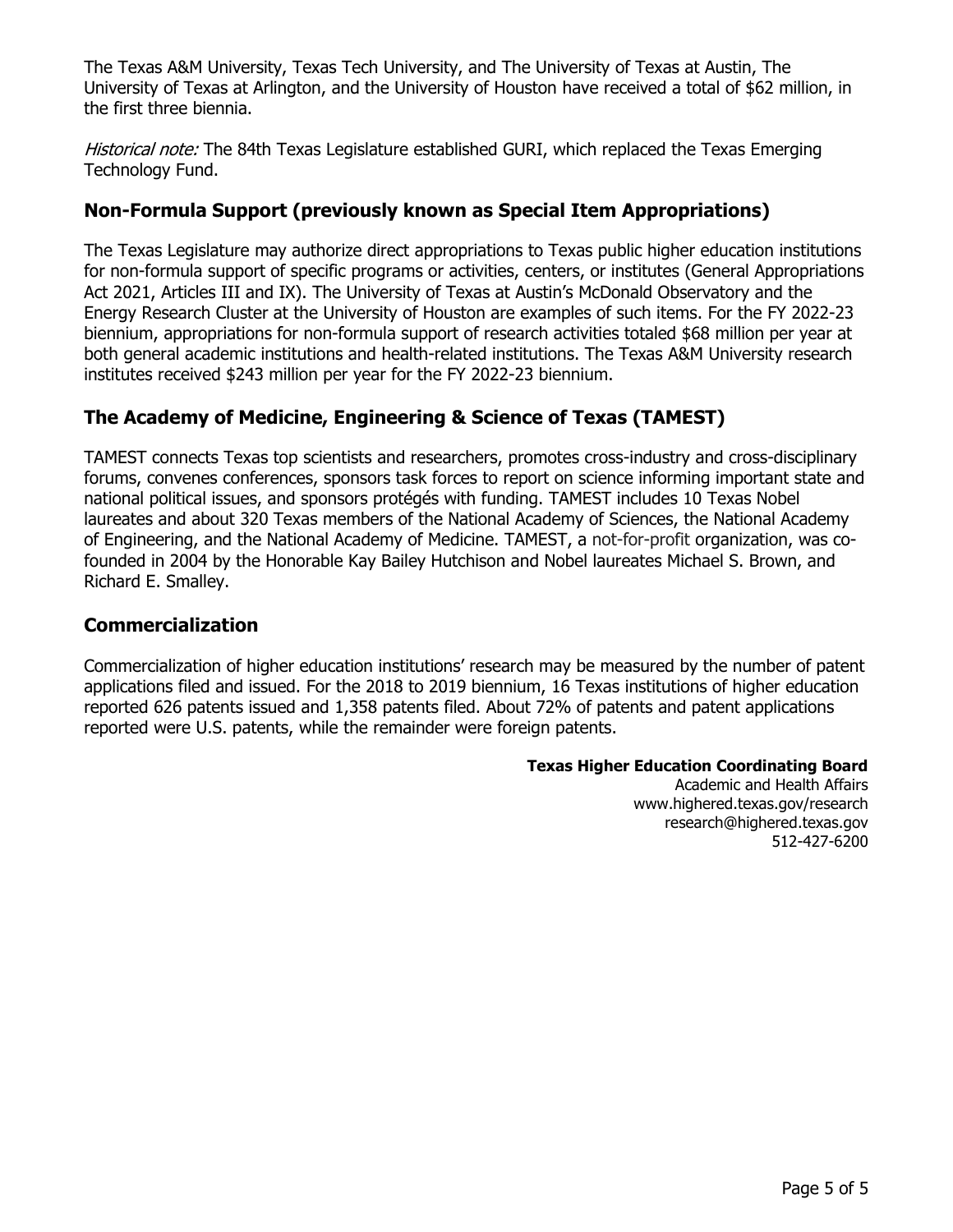The Texas A&M University, Texas Tech University, and The University of Texas at Austin, The University of Texas at Arlington, and the University of Houston have received a total of $62 million, in the first three biennia.

*Historical note:* The 84th Texas Legislature established GURI, which replaced the Texas Emerging Technology Fund.

## Non-Formula Support (previously known as Special Item Appropriations)

The Texas Legislature may authorize direct appropriations to Texas public higher education institutions for non-formula support of specific programs or activities, centers, or institutes (General Appropriations Act 2021, Articles III and IX). The University of Texas at Austin's McDonald Observatory and the Energy Research Cluster at the University of Houston are examples of such items. For the FY 2022-23 biennium, appropriations for non-formula support of research activities totaled $68 million per year at both general academic institutions and health-related institutions. The Texas A&M University research institutes received $243 million per year for the FY 2022-23 biennium.

## The Academy of Medicine, Engineering & Science of Texas (TAMEST)

TAMEST connects Texas top scientists and researchers, promotes cross-industry and cross-disciplinary forums, convenes conferences, sponsors task forces to report on science informing important state and national political issues, and sponsors protégés with funding. TAMEST includes 10 Texas Nobel laureates and about 320 Texas members of the National Academy of Sciences, the National Academy of Engineering, and the National Academy of Medicine. TAMEST, a not-for-profit organization, was co-founded in 2004 by the Honorable Kay Bailey Hutchison and Nobel laureates Michael S. Brown, and Richard E. Smalley.

## Commercialization

Commercialization of higher education institutions' research may be measured by the number of patent applications filed and issued. For the 2018 to 2019 biennium, 16 Texas institutions of higher education reported 626 patents issued and 1,358 patents filed. About 72% of patents and patent applications reported were U.S. patents, while the remainder were foreign patents.

**Texas Higher Education Coordinating Board**
Academic and Health Affairs
www.highered.texas.gov/research
research@highered.texas.gov
512-427-6200